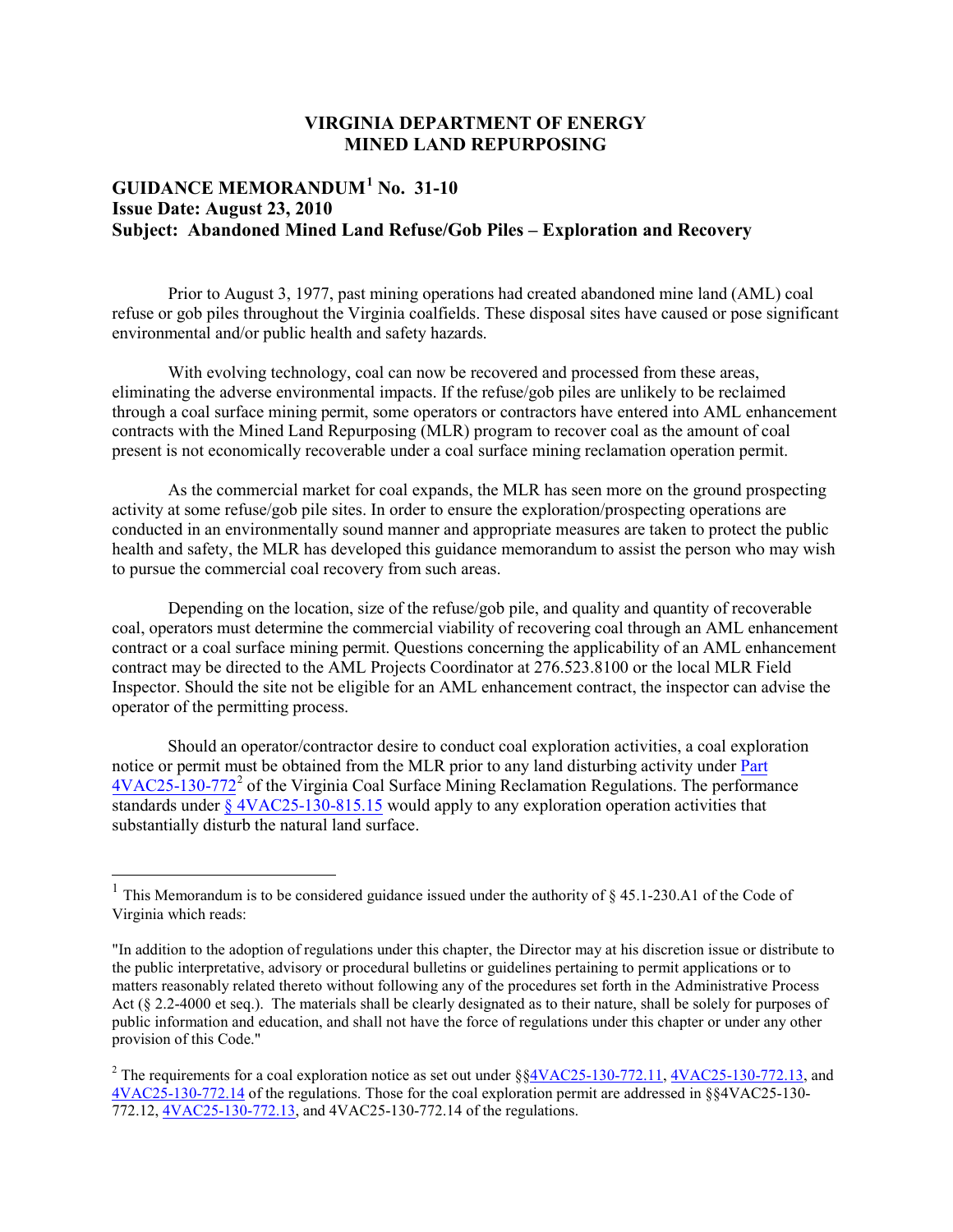**VIRGINIA DEPARTMENT OF ENERGY**
**MINED LAND REPURPOSING**

**GUIDANCE MEMORANDUM[1] No. 31-10**
**Issue Date: August 23, 2010**
**Subject: Abandoned Mined Land Refuse/Gob Piles – Exploration and Recovery**

Prior to August 3, 1977, past mining operations had created abandoned mine land (AML) coal refuse or gob piles throughout the Virginia coalfields. These disposal sites have caused or pose significant environmental and/or public health and safety hazards.

With evolving technology, coal can now be recovered and processed from these areas, eliminating the adverse environmental impacts. If the refuse/gob piles are unlikely to be reclaimed through a coal surface mining permit, some operators or contractors have entered into AML enhancement contracts with the Mined Land Repurposing (MLR) program to recover coal as the amount of coal present is not economically recoverable under a coal surface mining reclamation operation permit.

As the commercial market for coal expands, the MLR has seen more on the ground prospecting activity at some refuse/gob pile sites. In order to ensure the exploration/prospecting operations are conducted in an environmentally sound manner and appropriate measures are taken to protect the public health and safety, the MLR has developed this guidance memorandum to assist the person who may wish to pursue the commercial coal recovery from such areas.

Depending on the location, size of the refuse/gob pile, and quality and quantity of recoverable coal, operators must determine the commercial viability of recovering coal through an AML enhancement contract or a coal surface mining permit. Questions concerning the applicability of an AML enhancement contract may be directed to the AML Projects Coordinator at 276.523.8100 or the local MLR Field Inspector. Should the site not be eligible for an AML enhancement contract, the inspector can advise the operator of the permitting process.

Should an operator/contractor desire to conduct coal exploration activities, a coal exploration notice or permit must be obtained from the MLR prior to any land disturbing activity under Part 4VAC25-130-772[2] of the Virginia Coal Surface Mining Reclamation Regulations. The performance standards under § 4VAC25-130-815.15 would apply to any exploration operation activities that substantially disturb the natural land surface.

---

[1] This Memorandum is to be considered guidance issued under the authority of § 45.1-230.A1 of the Code of Virginia which reads:

"In addition to the adoption of regulations under this chapter, the Director may at his discretion issue or distribute to the public interpretative, advisory or procedural bulletins or guidelines pertaining to permit applications or to matters reasonably related thereto without following any of the procedures set forth in the Administrative Process Act (§ 2.2-4000 et seq.). The materials shall be clearly designated as to their nature, shall be solely for purposes of public information and education, and shall not have the force of regulations under this chapter or under any other provision of this Code."

[2] The requirements for a coal exploration notice as set out under §§4VAC25-130-772.11, 4VAC25-130-772.13, and 4VAC25-130-772.14 of the regulations. Those for the coal exploration permit are addressed in §§4VAC25-130-772.12, 4VAC25-130-772.13, and 4VAC25-130-772.14 of the regulations.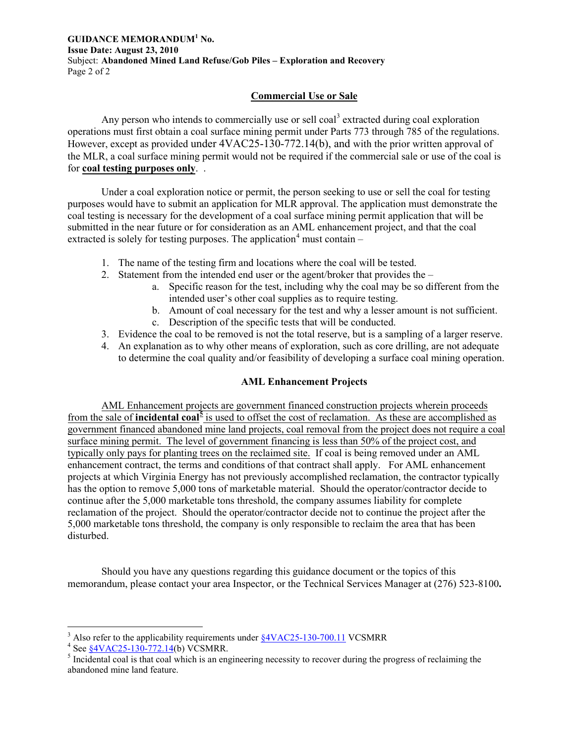## Commercial Use or Sale

Any person who intends to commercially use or sell coal[3] extracted during coal exploration operations must first obtain a coal surface mining permit under Parts 773 through 785 of the regulations. However, except as provided under 4VAC25-130-772.14(b), and with the prior written approval of the MLR, a coal surface mining permit would not be required if the commercial sale or use of the coal is for **coal testing purposes only**. .

Under a coal exploration notice or permit, the person seeking to use or sell the coal for testing purposes would have to submit an application for MLR approval. The application must demonstrate the coal testing is necessary for the development of a coal surface mining permit application that will be submitted in the near future or for consideration as an AML enhancement project, and that the coal extracted is solely for testing purposes. The application[4] must contain –

1. The name of the testing firm and locations where the coal will be tested.
2. Statement from the intended end user or the agent/broker that provides the –
   a. Specific reason for the test, including why the coal may be so different from the intended user's other coal supplies as to require testing.
   b. Amount of coal necessary for the test and why a lesser amount is not sufficient.
   c. Description of the specific tests that will be conducted.
3. Evidence the coal to be removed is not the total reserve, but is a sampling of a larger reserve.
4. An explanation as to why other means of exploration, such as core drilling, are not adequate to determine the coal quality and/or feasibility of developing a surface coal mining operation.

## AML Enhancement Projects

AML Enhancement projects are government financed construction projects wherein proceeds from the sale of **incidental coal**[5] is used to offset the cost of reclamation. As these are accomplished as government financed abandoned mine land projects, coal removal from the project does not require a coal surface mining permit. The level of government financing is less than 50% of the project cost, and typically only pays for planting trees on the reclaimed site. If coal is being removed under an AML enhancement contract, the terms and conditions of that contract shall apply. For AML enhancement projects at which Virginia Energy has not previously accomplished reclamation, the contractor typically has the option to remove 5,000 tons of marketable material. Should the operator/contractor decide to continue after the 5,000 marketable tons threshold, the company assumes liability for complete reclamation of the project. Should the operator/contractor decide not to continue the project after the 5,000 marketable tons threshold, the company is only responsible to reclaim the area that has been disturbed.

Should you have any questions regarding this guidance document or the topics of this memorandum, please contact your area Inspector, or the Technical Services Manager at (276) 523-8100**.**

---

[3] Also refer to the applicability requirements under §4VAC25-130-700.11 VCSMRR

[4] See §4VAC25-130-772.14(b) VCSMRR.

[5] Incidental coal is that coal which is an engineering necessity to recover during the progress of reclaiming the abandoned mine land feature.